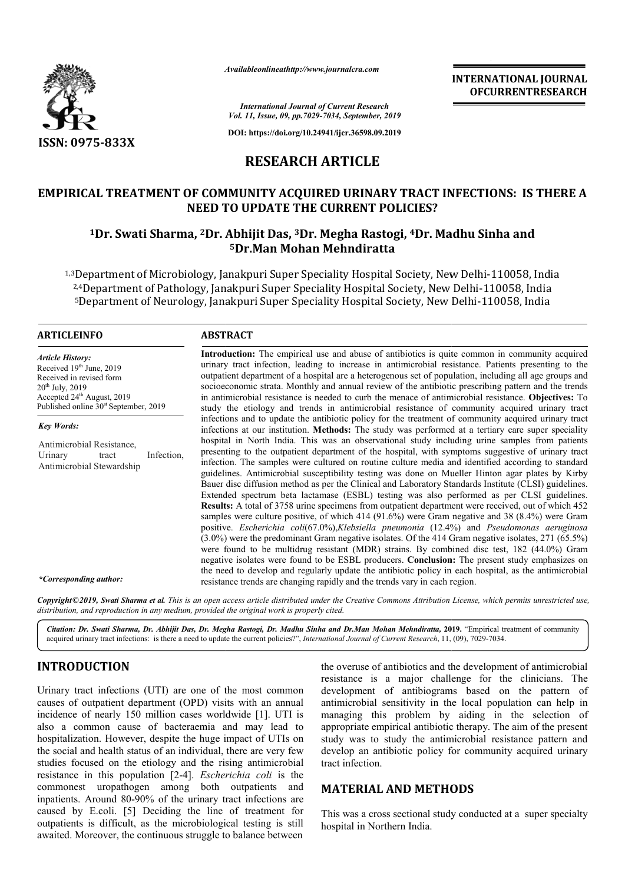# RESEARCH ARTICLE

## EMPIRICAL TREATMENT OF COMMUNITY ACQUIRED URINARY TRACT INFECTIONS: IS THERE A NEED TO UPDATE THE CURRENT POLICIES?

**[1]Dr. Swati Sharma, [2]Dr. Abhijit Das, [3]Dr. Megha Rastogi, [4]Dr. Madhu Sinha and [5]Dr.Man Mohan Mehndiratta**

[1,3]Department of Microbiology, Janakpuri Super Speciality Hospital Society, New Delhi-110058, India
[2,4]Department of Pathology, Janakpuri Super Speciality Hospital Society, New Delhi-110058, India
[5]Department of Neurology, Janakpuri Super Speciality Hospital Society, New Delhi-110058, India

### ARTICLE INFO

*Article History:*
Received 19th June, 2019
Received in revised form
20th July, 2019
Accepted 24th August, 2019
Published online 30st September, 2019

*Key Words:*

Antimicrobial Resistance, Urinary tract Infection, Antimicrobial Stewardship

*\*Corresponding author:*

### ABSTRACT

**Introduction:** The empirical use and abuse of antibiotics is quite common in community acquired urinary tract infection, leading to increase in antimicrobial resistance. Patients presenting to the outpatient department of a hospital are a heterogenous set of population, including all age groups and socioeconomic strata. Monthly and annual review of the antibiotic prescribing pattern and the trends in antimicrobial resistance is needed to curb the menace of antimicrobial resistance. **Objectives:** To study the etiology and trends in antimicrobial resistance of community acquired urinary tract infections and to update the antibiotic policy for the treatment of community acquired urinary tract infections at our institution. **Methods:** The study was performed at a tertiary care super speciality hospital in North India. This was an observational study including urine samples from patients presenting to the outpatient department of the hospital, with symptoms suggestive of urinary tract infection. The samples were cultured on routine culture media and identified according to standard guidelines. Antimicrobial susceptibility testing was done on Mueller Hinton agar plates by Kirby Bauer disc diffusion method as per the Clinical and Laboratory Standards Institute (CLSI) guidelines. Extended spectrum beta lactamase (ESBL) testing was also performed as per CLSI guidelines. **Results:** A total of 3758 urine specimens from outpatient department were received, out of which 452 samples were culture positive, of which 414 (91.6%) were Gram negative and 38 (8.4%) were Gram positive. *Escherichia coli*(67.0%),*Klebsiella pneumonia* (12.4%) and *Pseudomonas aeruginosa* (3.0%) were the predominant Gram negative isolates. Of the 414 Gram negative isolates, 271 (65.5%) were found to be multidrug resistant (MDR) strains. By combined disc test, 182 (44.0%) Gram negative isolates were found to be ESBL producers. **Conclusion:** The present study emphasizes on the need to develop and regularly update the antibiotic policy in each hospital, as the antimicrobial resistance trends are changing rapidly and the trends vary in each region.

*Copyright©2019, Swati Sharma et al. This is an open access article distributed under the Creative Commons Attribution License, which permits unrestricted use, distribution, and reproduction in any medium, provided the original work is properly cited.*

*Citation: Dr. Swati Sharma, Dr. Abhijit Das, Dr. Megha Rastogi, Dr. Madhu Sinha and Dr.Man Mohan Mehndiratta,* **2019.** "Empirical treatment of community acquired urinary tract infections: is there a need to update the current policies?", *International Journal of Current Research*, 11, (09), 7029-7034.

## INTRODUCTION

Urinary tract infections (UTI) are one of the most common causes of outpatient department (OPD) visits with an annual incidence of nearly 150 million cases worldwide [1]. UTI is also a common cause of bacteraemia and may lead to hospitalization. However, despite the huge impact of UTIs on the social and health status of an individual, there are very few studies focused on the etiology and the rising antimicrobial resistance in this population [2-4]. *Escherichia coli* is the commonest uropathogen among both outpatients and inpatients. Around 80-90% of the urinary tract infections are caused by E.coli. [5] Deciding the line of treatment for outpatients is difficult, as the microbiological testing is still awaited. Moreover, the continuous struggle to balance between the overuse of antibiotics and the development of antimicrobial resistance is a major challenge for the clinicians. The development of antibiograms based on the pattern of antimicrobial sensitivity in the local population can help in managing this problem by aiding in the selection of appropriate empirical antibiotic therapy. The aim of the present study was to study the antimicrobial resistance pattern and develop an antibiotic policy for community acquired urinary tract infection.

## MATERIAL AND METHODS

This was a cross sectional study conducted at a super specialty hospital in Northern India.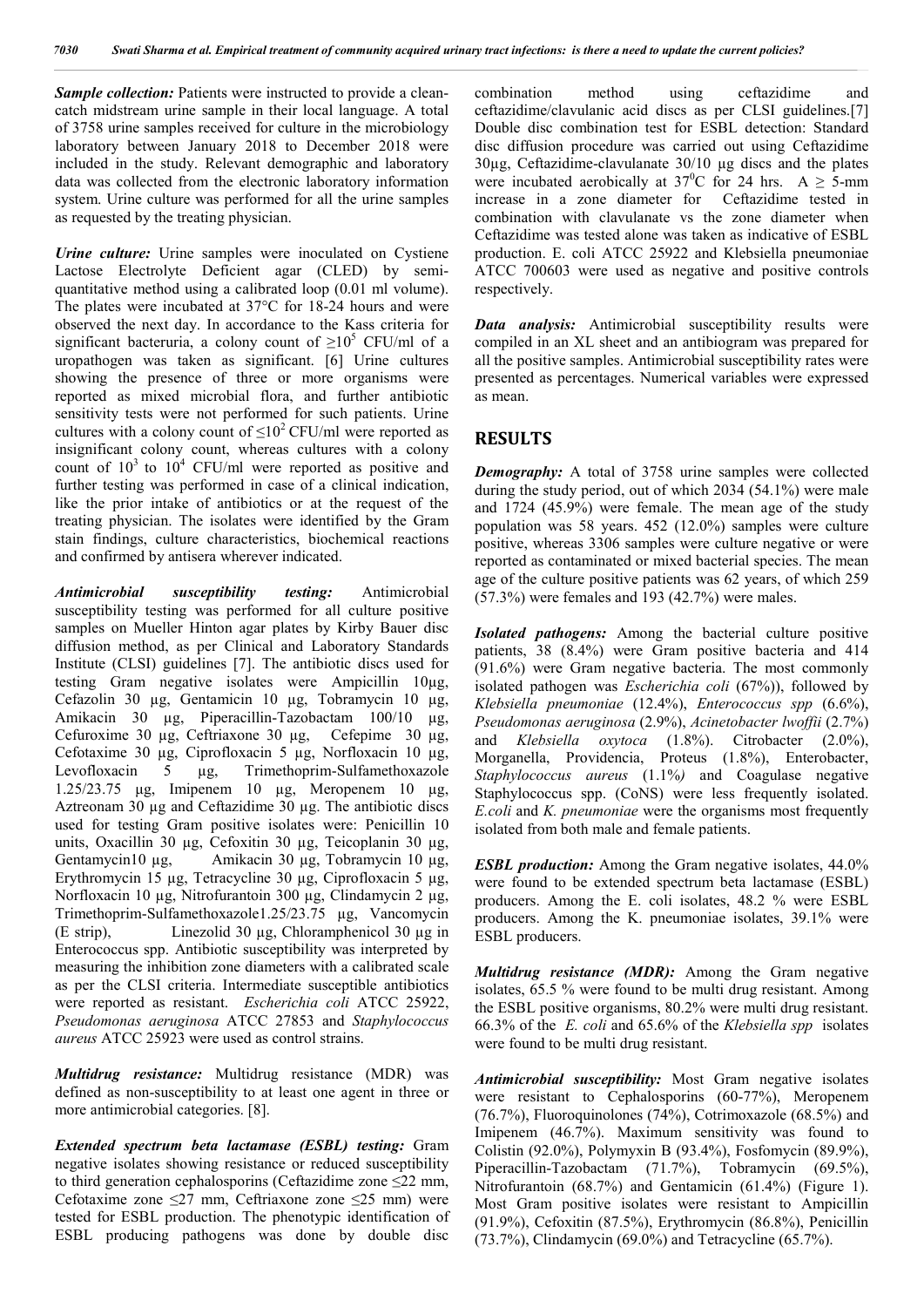***Sample collection:*** Patients were instructed to provide a clean-catch midstream urine sample in their local language. A total of 3758 urine samples received for culture in the microbiology laboratory between January 2018 to December 2018 were included in the study. Relevant demographic and laboratory data was collected from the electronic laboratory information system. Urine culture was performed for all the urine samples as requested by the treating physician.

***Urine culture:*** Urine samples were inoculated on Cystiene Lactose Electrolyte Deficient agar (CLED) by semi-quantitative method using a calibrated loop (0.01 ml volume). The plates were incubated at 37°C for 18-24 hours and were observed the next day. In accordance to the Kass criteria for significant bacteruria, a colony count of $\geq 10^5$ CFU/ml of a uropathogen was taken as significant. [6] Urine cultures showing the presence of three or more organisms were reported as mixed microbial flora, and further antibiotic sensitivity tests were not performed for such patients. Urine cultures with a colony count of $\leq 10^2$ CFU/ml were reported as insignificant colony count, whereas cultures with a colony count of $10^3$ to $10^4$ CFU/ml were reported as positive and further testing was performed in case of a clinical indication, like the prior intake of antibiotics or at the request of the treating physician. The isolates were identified by the Gram stain findings, culture characteristics, biochemical reactions and confirmed by antisera wherever indicated.

***Antimicrobial susceptibility testing:*** Antimicrobial susceptibility testing was performed for all culture positive samples on Mueller Hinton agar plates by Kirby Bauer disc diffusion method, as per Clinical and Laboratory Standards Institute (CLSI) guidelines [7]. The antibiotic discs used for testing Gram negative isolates were Ampicillin 10µg, Cefazolin 30 µg, Gentamicin 10 µg, Tobramycin 10 µg, Amikacin 30 µg, Piperacillin-Tazobactam 100/10 µg, Cefuroxime 30 µg, Ceftriaxone 30 µg, Cefepime 30 µg, Cefotaxime 30 µg, Ciprofloxacin 5 µg, Norfloxacin 10 µg, Levofloxacin 5 µg, Trimethoprim-Sulfamethoxazole 1.25/23.75 µg, Imipenem 10 µg, Meropenem 10 µg, Aztreonam 30 µg and Ceftazidime 30 µg. The antibiotic discs used for testing Gram positive isolates were: Penicillin 10 units, Oxacillin 30 µg, Cefoxitin 30 µg, Teicoplanin 30 µg, Gentamycin10 µg, Amikacin 30 µg, Tobramycin 10 µg, Erythromycin 15 µg, Tetracycline 30 µg, Ciprofloxacin 5 µg, Norfloxacin 10 µg, Nitrofurantoin 300 µg, Clindamycin 2 µg, Trimethoprim-Sulfamethoxazole1.25/23.75 µg, Vancomycin (E strip), Linezolid 30 µg, Chloramphenicol 30 µg in Enterococcus spp. Antibiotic susceptibility was interpreted by measuring the inhibition zone diameters with a calibrated scale as per the CLSI criteria. Intermediate susceptible antibiotics were reported as resistant. *Escherichia coli* ATCC 25922, *Pseudomonas aeruginosa* ATCC 27853 and *Staphylococcus aureus* ATCC 25923 were used as control strains.

***Multidrug resistance:*** Multidrug resistance (MDR) was defined as non-susceptibility to at least one agent in three or more antimicrobial categories. [8].

***Extended spectrum beta lactamase (ESBL) testing:*** Gram negative isolates showing resistance or reduced susceptibility to third generation cephalosporins (Ceftazidime zone ≤22 mm, Cefotaxime zone ≤27 mm, Ceftriaxone zone ≤25 mm) were tested for ESBL production. The phenotypic identification of ESBL producing pathogens was done by double disc combination method using ceftazidime and ceftazidime/clavulanic acid discs as per CLSI guidelines.[7] Double disc combination test for ESBL detection: Standard disc diffusion procedure was carried out using Ceftazidime 30µg, Ceftazidime-clavulanate 30/10 µg discs and the plates were incubated aerobically at 37°C for 24 hrs. A ≥ 5-mm increase in a zone diameter for Ceftazidime tested in combination with clavulanate vs the zone diameter when Ceftazidime was tested alone was taken as indicative of ESBL production. E. coli ATCC 25922 and Klebsiella pneumoniae ATCC 700603 were used as negative and positive controls respectively.

***Data analysis:*** Antimicrobial susceptibility results were compiled in an XL sheet and an antibiogram was prepared for all the positive samples. Antimicrobial susceptibility rates were presented as percentages. Numerical variables were expressed as mean.

## RESULTS

***Demography:*** A total of 3758 urine samples were collected during the study period, out of which 2034 (54.1%) were male and 1724 (45.9%) were female. The mean age of the study population was 58 years. 452 (12.0%) samples were culture positive, whereas 3306 samples were culture negative or were reported as contaminated or mixed bacterial species. The mean age of the culture positive patients was 62 years, of which 259 (57.3%) were females and 193 (42.7%) were males.

***Isolated pathogens:*** Among the bacterial culture positive patients, 38 (8.4%) were Gram positive bacteria and 414 (91.6%) were Gram negative bacteria. The most commonly isolated pathogen was *Escherichia coli* (67%)), followed by *Klebsiella pneumoniae* (12.4%), *Enterococcus spp* (6.6%), *Pseudomonas aeruginosa* (2.9%), *Acinetobacter lwoffii* (2.7%) and *Klebsiella oxytoca* (1.8%). Citrobacter (2.0%), Morganella, Providencia, Proteus (1.8%), Enterobacter, *Staphylococcus aureus* (1.1%*)* and Coagulase negative Staphylococcus spp. (CoNS) were less frequently isolated. *E.coli* and *K. pneumoniae* were the organisms most frequently isolated from both male and female patients.

***ESBL production:*** Among the Gram negative isolates, 44.0% were found to be extended spectrum beta lactamase (ESBL) producers. Among the E. coli isolates, 48.2 % were ESBL producers. Among the K. pneumoniae isolates, 39.1% were ESBL producers.

***Multidrug resistance (MDR):*** Among the Gram negative isolates, 65.5 % were found to be multi drug resistant. Among the ESBL positive organisms, 80.2% were multi drug resistant. 66.3% of the *E. coli* and 65.6% of the *Klebsiella spp* isolates were found to be multi drug resistant.

***Antimicrobial susceptibility:*** Most Gram negative isolates were resistant to Cephalosporins (60-77%), Meropenem (76.7%), Fluoroquinolones (74%), Cotrimoxazole (68.5%) and Imipenem (46.7%). Maximum sensitivity was found to Colistin (92.0%), Polymyxin B (93.4%), Fosfomycin (89.9%), Piperacillin-Tazobactam (71.7%), Tobramycin (69.5%), Nitrofurantoin (68.7%) and Gentamicin (61.4%) (Figure 1). Most Gram positive isolates were resistant to Ampicillin (91.9%), Cefoxitin (87.5%), Erythromycin (86.8%), Penicillin (73.7%), Clindamycin (69.0%) and Tetracycline (65.7%).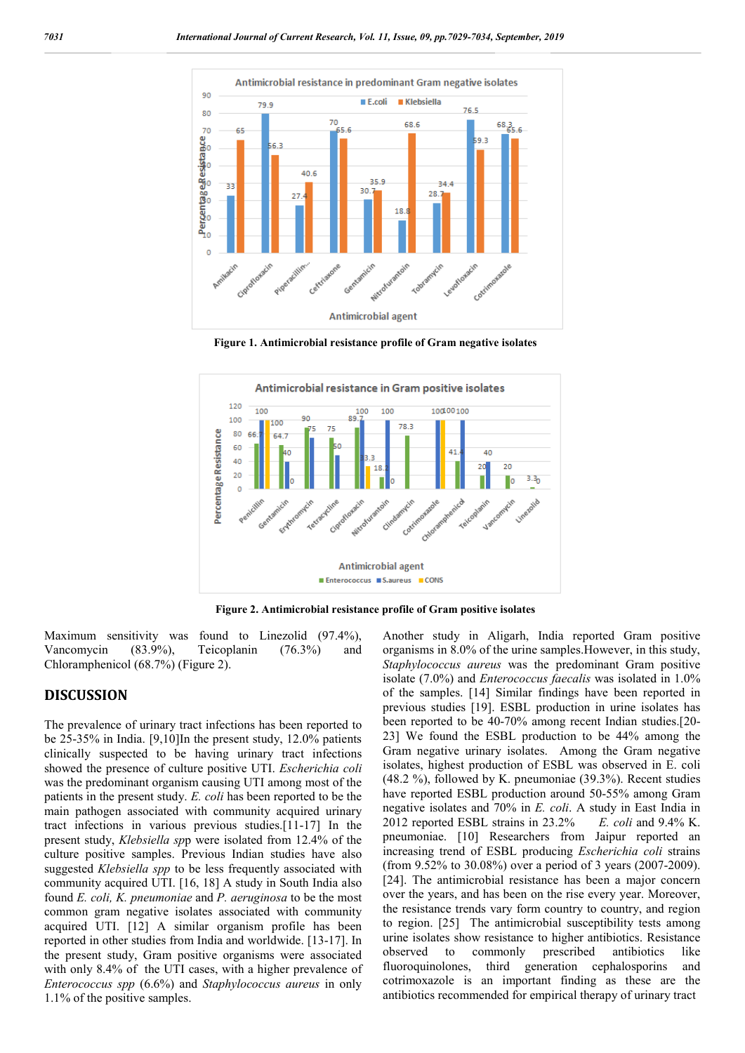Figure 1. Antimicrobial resistance profile of Gram negative isolates

Figure 2. Antimicrobial resistance profile of Gram positive isolates

Maximum sensitivity was found to Linezolid (97.4%), Vancomycin (83.9%), Teicoplanin (76.3%) and Chloramphenicol (68.7%) (Figure 2).

## DISCUSSION

The prevalence of urinary tract infections has been reported to be 25-35% in India. [9,10]In the present study, 12.0% patients clinically suspected to be having urinary tract infections showed the presence of culture positive UTI. *Escherichia coli* was the predominant organism causing UTI among most of the patients in the present study. *E. coli* has been reported to be the main pathogen associated with community acquired urinary tract infections in various previous studies.[11-17] In the present study, *Klebsiella spp* were isolated from 12.4% of the culture positive samples. Previous Indian studies have also suggested *Klebsiella spp* to be less frequently associated with community acquired UTI. [16, 18] A study in South India also found *E. coli, K. pneumoniae* and *P. aeruginosa* to be the most common gram negative isolates associated with community acquired UTI. [12] A similar organism profile has been reported in other studies from India and worldwide. [13-17]. In the present study, Gram positive organisms were associated with only 8.4% of the UTI cases, with a higher prevalence of *Enterococcus spp* (6.6%) and *Staphylococcus aureus* in only 1.1% of the positive samples.

Another study in Aligarh, India reported Gram positive organisms in 8.0% of the urine samples.However, in this study, *Staphylococcus aureus* was the predominant Gram positive isolate (7.0%) and *Enterococcus faecalis* was isolated in 1.0% of the samples. [14] Similar findings have been reported in previous studies [19]. ESBL production in urine isolates has been reported to be 40-70% among recent Indian studies.[20-23] We found the ESBL production to be 44% among the Gram negative urinary isolates. Among the Gram negative isolates, highest production of ESBL was observed in E. coli (48.2 %), followed by K. pneumoniae (39.3%). Recent studies have reported ESBL production around 50-55% among Gram negative isolates and 70% in *E. coli*. A study in East India in 2012 reported ESBL strains in 23.2% *E. coli* and 9.4% K. pneumoniae. [10] Researchers from Jaipur reported an increasing trend of ESBL producing *Escherichia coli* strains (from 9.52% to 30.08%) over a period of 3 years (2007-2009). [24]. The antimicrobial resistance has been a major concern over the years, and has been on the rise every year. Moreover, the resistance trends vary form country to country, and region to region. [25] The antimicrobial susceptibility tests among urine isolates show resistance to higher antibiotics. Resistance observed to commonly prescribed antibiotics like fluoroquinolones, third generation cephalosporins and cotrimoxazole is an important finding as these are the antibiotics recommended for empirical therapy of urinary tract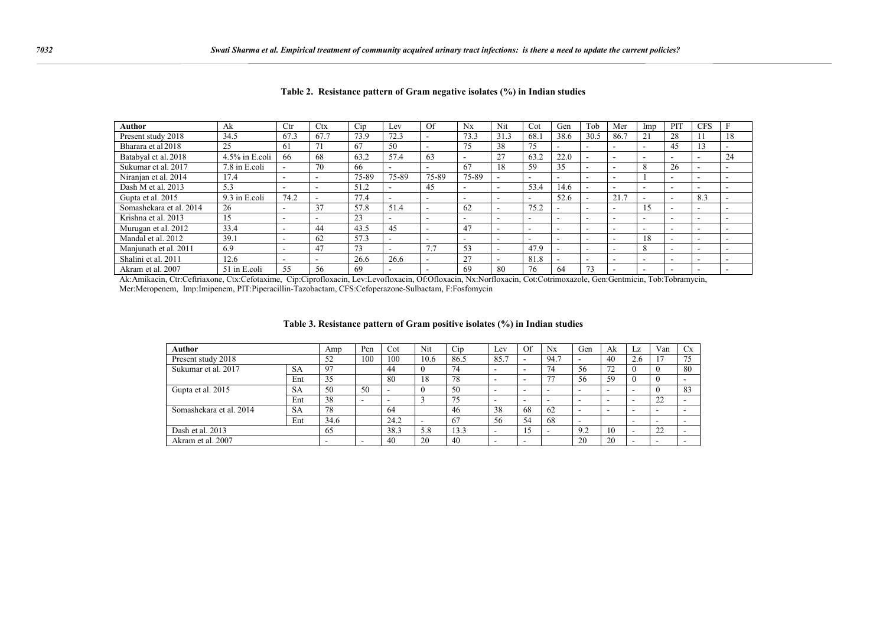**Table 2. Resistance pattern of Gram negative isolates (%) in Indian studies**

| Author | Ak | Ctr | Ctx | Cip | Lev | Of | Nx | Nit | Cot | Gen | Tob | Mer | Imp | PIT | CFS | F |
|---|---|---|---|---|---|---|---|---|---|---|---|---|---|---|---|---|
| Present study 2018 | 34.5 | 67.3 | 67.7 | 73.9 | 72.3 | - | 73.3 | 31.3 | 68.1 | 38.6 | 30.5 | 86.7 | 21 | 28 | 11 | 18 |
| Bharara et al 2018 | 25 | 61 | 71 | 67 | 50 | - | 75 | 38 | 75 | - | - | - | - | 45 | 13 | - |
| Batabyal et al. 2018 | 4.5% in E.coli | 66 | 68 | 63.2 | 57.4 | 63 | - | 27 | 63.2 | 22.0 | - | - | - | - | - | 24 |
| Sukumar et al. 2017 | 7.8 in E.coli | - | 70 | 66 | - | - | 67 | 18 | 59 | 35 | - | - | 8 | 26 | - | - |
| Niranjan et al. 2014 | 17.4 | - | - | 75-89 | 75-89 | 75-89 | 75-89 | - | - | - | - | - | 1 | - | - | - |
| Dash M et al. 2013 | 5.3 | - | - | 51.2 | - | 45 | - | - | 53.4 | 14.6 | - | - | - | - | - | - |
| Gupta et al. 2015 | 9.3 in E.coli | 74.2 | - | 77.4 | - | - | - | - | - | 52.6 | - | 21.7 | - | - | 8.3 | - |
| Somashekara et al. 2014 | 26 | - | 37 | 57.8 | 51.4 | - | 62 | - | 75.2 | - | - | - | 15 | - | - | - |
| Krishna et al. 2013 | 15 | - | - | 23 | - | - | - | - | - | - | - | - | - | - | - | - |
| Murugan et al. 2012 | 33.4 | - | 44 | 43.5 | 45 | - | 47 | - | - | - | - | - | - | - | - | - |
| Mandal et al. 2012 | 39.1 | - | 62 | 57.3 | - | - | - | - | - | - | - | - | 18 | - | - | - |
| Manjunath et al. 2011 | 6.9 | - | 47 | 73 | - | 7.7 | 53 | - | 47.9 | - | - | - | 8 | - | - | - |
| Shalini et al. 2011 | 12.6 | - | - | 26.6 | 26.6 | - | 27 | - | 81.8 | - | - | - | - | - | - | - |
| Akram et al. 2007 | 51 in E.coli | 55 | 56 | 69 | - | - | 69 | 80 | 76 | 64 | 73 | - | - | - | - | - |

Ak:Amikacin, Ctr:Ceftriaxone, Ctx:Cefotaxime, Cip:Ciprofloxacin, Lev:Levofloxacin, Of:Ofloxacin, Nx:Norfloxacin, Cot:Cotrimoxazole, Gen:Gentmicin, Tob:Tobramycin, Mer:Meropenem, Imp:Imipenem, PIT:Piperacillin-Tazobactam, CFS:Cefoperazone-Sulbactam, F:Fosfomycin

**Table 3. Resistance pattern of Gram positive isolates (%) in Indian studies**

| Author | | Amp | Pen | Cot | Nit | Cip | Lev | Of | Nx | Gen | Ak | Lz | Van | Cx |
|---|---|---|---|---|---|---|---|---|---|---|---|---|---|---|
| Present study 2018 | | 52 | 100 | 100 | 10.6 | 86.5 | 85.7 | - | 94.7 | - | 40 | 2.6 | 17 | 75 |
| Sukumar et al. 2017 | SA | 97 | | 44 | 0 | 74 | - | - | 74 | 56 | 72 | 0 | 0 | 80 |
| | Ent | 35 | | 80 | 18 | 78 | - | - | 77 | 56 | 59 | 0 | 0 | - |
| Gupta et al. 2015 | SA | 50 | 50 | - | 0 | 50 | - | - | - | - | - | - | 0 | 83 |
| | Ent | 38 | - | - | 3 | 75 | - | - | - | - | - | - | 22 | - |
| Somashekara et al. 2014 | SA | 78 | | 64 | | 46 | 38 | 68 | 62 | - | - | - | - | - |
| | Ent | 34.6 | | 24.2 | - | 67 | 56 | 54 | 68 | - | | - | - | - |
| Dash et al. 2013 | | 65 | | 38.3 | 5.8 | 13.3 | - | 15 | - | 9.2 | 10 | - | 22 | - |
| Akram et al. 2007 | | - | - | 40 | 20 | 40 | - | - | | 20 | 20 | - | - | - |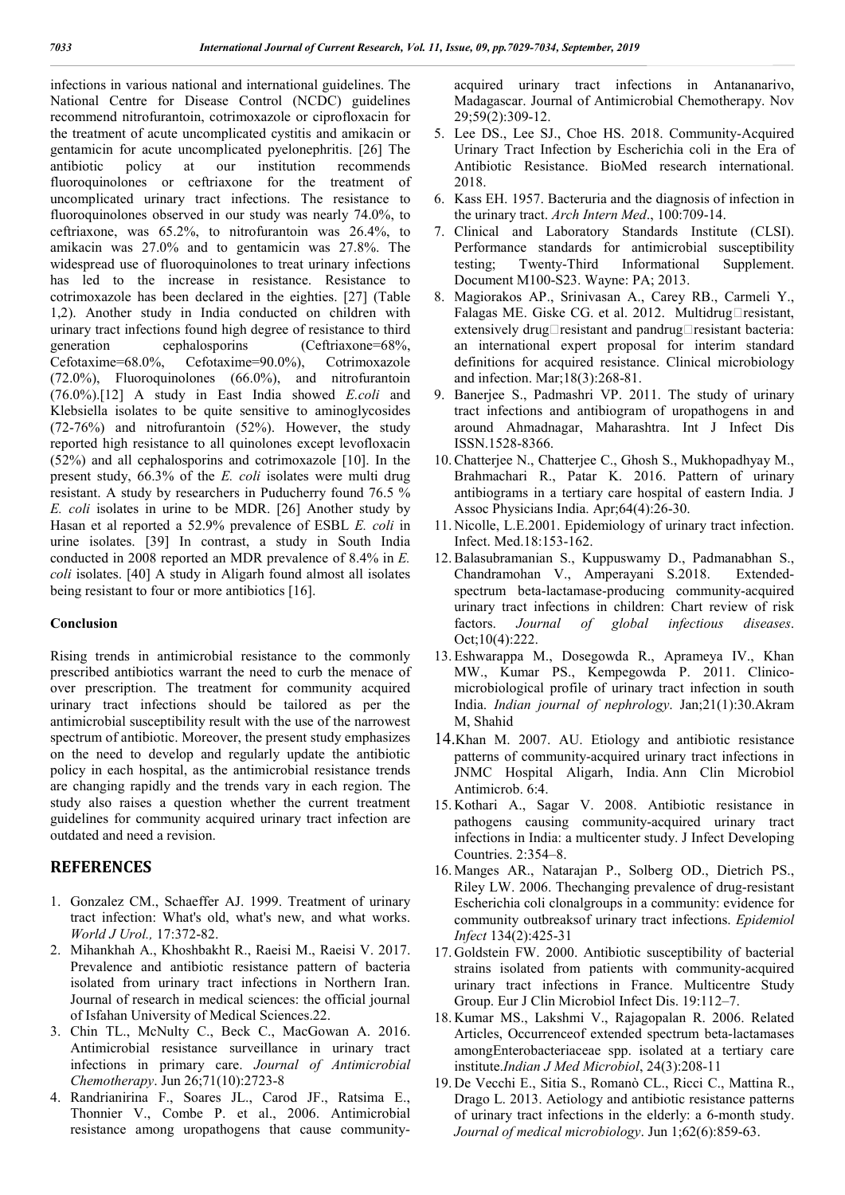infections in various national and international guidelines. The National Centre for Disease Control (NCDC) guidelines recommend nitrofurantoin, cotrimoxazole or ciprofloxacin for the treatment of acute uncomplicated cystitis and amikacin or gentamicin for acute uncomplicated pyelonephritis. [26] The antibiotic policy at our institution recommends fluoroquinolones or ceftriaxone for the treatment of uncomplicated urinary tract infections. The resistance to fluoroquinolones observed in our study was nearly 74.0%, to ceftriaxone, was 65.2%, to nitrofurantoin was 26.4%, to amikacin was 27.0% and to gentamicin was 27.8%. The widespread use of fluoroquinolones to treat urinary infections has led to the increase in resistance. Resistance to cotrimoxazole has been declared in the eighties. [27] (Table 1,2). Another study in India conducted on children with urinary tract infections found high degree of resistance to third generation cephalosporins (Ceftriaxone=68%, Cefotaxime=68.0%, Cefotaxime=90.0%), Cotrimoxazole (72.0%), Fluoroquinolones (66.0%), and nitrofurantoin (76.0%).[12] A study in East India showed *E.coli* and Klebsiella isolates to be quite sensitive to aminoglycosides (72-76%) and nitrofurantoin (52%). However, the study reported high resistance to all quinolones except levofloxacin (52%) and all cephalosporins and cotrimoxazole [10]. In the present study, 66.3% of the *E. coli* isolates were multi drug resistant. A study by researchers in Puducherry found 76.5 % *E. coli* isolates in urine to be MDR. [26] Another study by Hasan et al reported a 52.9% prevalence of ESBL *E. coli* in urine isolates. [39] In contrast, a study in South India conducted in 2008 reported an MDR prevalence of 8.4% in *E. coli* isolates. [40] A study in Aligarh found almost all isolates being resistant to four or more antibiotics [16].

## Conclusion

Rising trends in antimicrobial resistance to the commonly prescribed antibiotics warrant the need to curb the menace of over prescription. The treatment for community acquired urinary tract infections should be tailored as per the antimicrobial susceptibility result with the use of the narrowest spectrum of antibiotic. Moreover, the present study emphasizes on the need to develop and regularly update the antibiotic policy in each hospital, as the antimicrobial resistance trends are changing rapidly and the trends vary in each region. The study also raises a question whether the current treatment guidelines for community acquired urinary tract infection are outdated and need a revision.

## REFERENCES

1. Gonzalez CM., Schaeffer AJ. 1999. Treatment of urinary tract infection: What's old, what's new, and what works. *World J Urol.,* 17:372-82.
2. Mihankhah A., Khoshbakht R., Raeisi M., Raeisi V. 2017. Prevalence and antibiotic resistance pattern of bacteria isolated from urinary tract infections in Northern Iran. Journal of research in medical sciences: the official journal of Isfahan University of Medical Sciences.22.
3. Chin TL., McNulty C., Beck C., MacGowan A. 2016. Antimicrobial resistance surveillance in urinary tract infections in primary care. *Journal of Antimicrobial Chemotherapy*. Jun 26;71(10):2723-8
4. Randrianirina F., Soares JL., Carod JF., Ratsima E., Thonnier V., Combe P. et al., 2006. Antimicrobial resistance among uropathogens that cause community-acquired urinary tract infections in Antananarivo, Madagascar. Journal of Antimicrobial Chemotherapy. Nov 29;59(2):309-12.
5. Lee DS., Lee SJ., Choe HS. 2018. Community-Acquired Urinary Tract Infection by Escherichia coli in the Era of Antibiotic Resistance. BioMed research international. 2018.
6. Kass EH. 1957. Bacteruria and the diagnosis of infection in the urinary tract. *Arch Intern Med*., 100:709-14.
7. Clinical and Laboratory Standards Institute (CLSI). Performance standards for antimicrobial susceptibility testing; Twenty-Third Informational Supplement. Document M100-S23. Wayne: PA; 2013.
8. Magiorakos AP., Srinivasan A., Carey RB., Carmeli Y., Falagas ME. Giske CG. et al. 2012. Multidrug□resistant, extensively drug□resistant and pandrug□resistant bacteria: an international expert proposal for interim standard definitions for acquired resistance. Clinical microbiology and infection. Mar;18(3):268-81.
9. Banerjee S., Padmashri VP. 2011. The study of urinary tract infections and antibiogram of uropathogens in and around Ahmadnagar, Maharashtra. Int J Infect Dis ISSN.1528-8366.
10. Chatterjee N., Chatterjee C., Ghosh S., Mukhopadhyay M., Brahmachari R., Patar K. 2016. Pattern of urinary antibiograms in a tertiary care hospital of eastern India. J Assoc Physicians India. Apr;64(4):26-30.
11. Nicolle, L.E.2001. Epidemiology of urinary tract infection. Infect. Med.18:153-162.
12. Balasubramanian S., Kuppuswamy D., Padmanabhan S., Chandramohan V., Amperayani S.2018. Extended-spectrum beta-lactamase-producing community-acquired urinary tract infections in children: Chart review of risk factors. *Journal of global infectious diseases*. Oct;10(4):222.
13. Eshwarappa M., Dosegowda R., Aprameya IV., Khan MW., Kumar PS., Kempegowda P. 2011. Clinico-microbiological profile of urinary tract infection in south India. *Indian journal of nephrology*. Jan;21(1):30.Akram M, Shahid
14. Khan M. 2007. AU. Etiology and antibiotic resistance patterns of community-acquired urinary tract infections in JNMC Hospital Aligarh, India. Ann Clin Microbiol Antimicrob. 6:4.
15. Kothari A., Sagar V. 2008. Antibiotic resistance in pathogens causing community-acquired urinary tract infections in India: a multicenter study. J Infect Developing Countries. 2:354–8.
16. Manges AR., Natarajan P., Solberg OD., Dietrich PS., Riley LW. 2006. Thechanging prevalence of drug-resistant Escherichia coli clonalgroups in a community: evidence for community outbreaksof urinary tract infections. *Epidemiol Infect* 134(2):425-31
17. Goldstein FW. 2000. Antibiotic susceptibility of bacterial strains isolated from patients with community-acquired urinary tract infections in France. Multicentre Study Group. Eur J Clin Microbiol Infect Dis. 19:112–7.
18. Kumar MS., Lakshmi V., Rajagopalan R. 2006. Related Articles, Occurrenceof extended spectrum beta-lactamases amongEnterobacteriaceae spp. isolated at a tertiary care institute.*Indian J Med Microbiol*, 24(3):208-11
19. De Vecchi E., Sitia S., Romanò CL., Ricci C., Mattina R., Drago L. 2013. Aetiology and antibiotic resistance patterns of urinary tract infections in the elderly: a 6-month study. *Journal of medical microbiology*. Jun 1;62(6):859-63.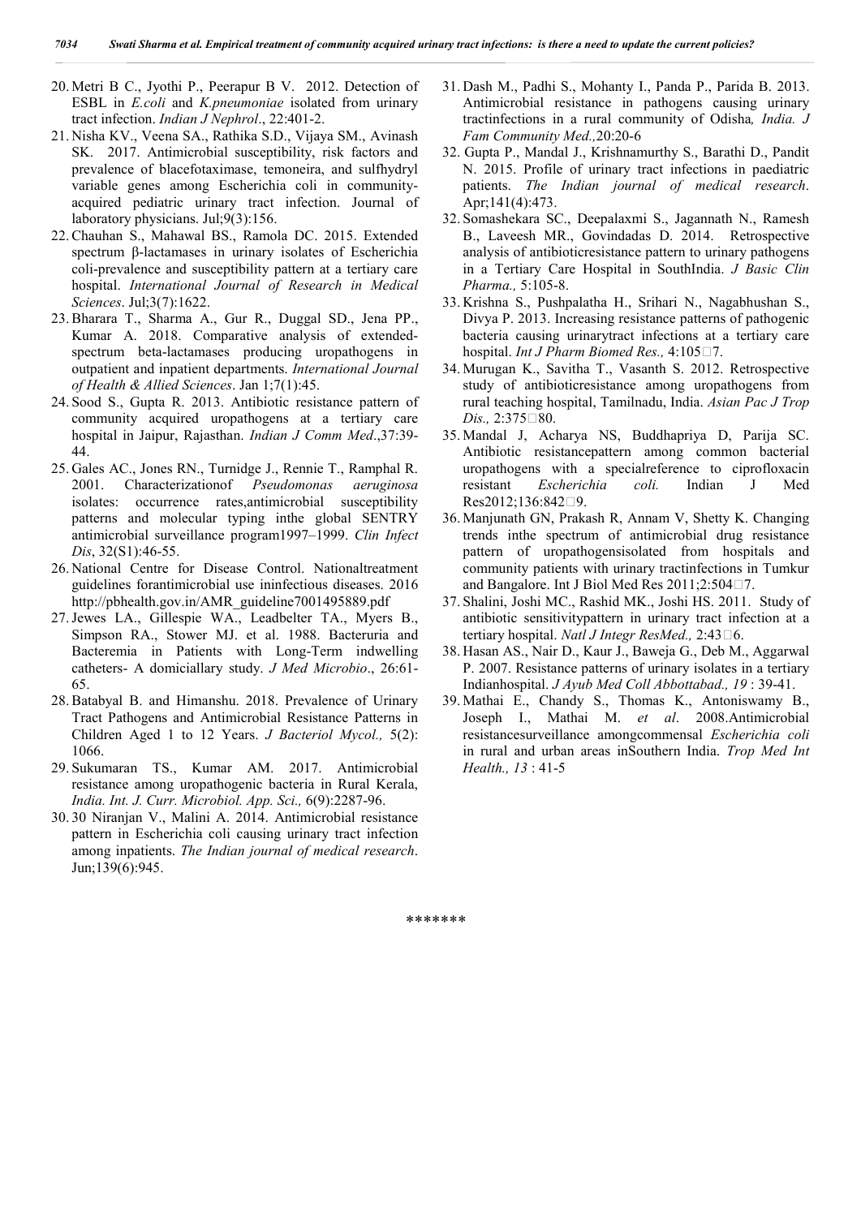20. Metri B C., Jyothi P., Peerapur B V. 2012. Detection of ESBL in *E.coli* and *K.pneumoniae* isolated from urinary tract infection. *Indian J Nephrol*., 22:401-2.
21. Nisha KV., Veena SA., Rathika S.D., Vijaya SM., Avinash SK. 2017. Antimicrobial susceptibility, risk factors and prevalence of blacefotaximase, temoneira, and sulfhydryl variable genes among Escherichia coli in community-acquired pediatric urinary tract infection. Journal of laboratory physicians. Jul;9(3):156.
22. Chauhan S., Mahawal BS., Ramola DC. 2015. Extended spectrum β-lactamases in urinary isolates of Escherichia coli-prevalence and susceptibility pattern at a tertiary care hospital. *International Journal of Research in Medical Sciences*. Jul;3(7):1622.
23. Bharara T., Sharma A., Gur R., Duggal SD., Jena PP., Kumar A. 2018. Comparative analysis of extended-spectrum beta-lactamases producing uropathogens in outpatient and inpatient departments. *International Journal of Health & Allied Sciences*. Jan 1;7(1):45.
24. Sood S., Gupta R. 2013. Antibiotic resistance pattern of community acquired uropathogens at a tertiary care hospital in Jaipur, Rajasthan. *Indian J Comm Med*.,37:39-44.
25. Gales AC., Jones RN., Turnidge J., Rennie T., Ramphal R. 2001. Characterizationof *Pseudomonas aeruginosa* isolates: occurrence rates,antimicrobial susceptibility patterns and molecular typing inthe global SENTRY antimicrobial surveillance program1997–1999. *Clin Infect Dis*, 32(S1):46-55.
26. National Centre for Disease Control. Nationaltreatment guidelines forantimicrobial use ininfectious diseases. 2016 http://pbhealth.gov.in/AMR_guideline7001495889.pdf
27. Jewes LA., Gillespie WA., Leadbelter TA., Myers B., Simpson RA., Stower MJ. et al. 1988. Bacteruria and Bacteremia in Patients with Long-Term indwelling catheters- A domiciallary study. *J Med Microbio*., 26:61-65.
28. Batabyal B. and Himanshu. 2018. Prevalence of Urinary Tract Pathogens and Antimicrobial Resistance Patterns in Children Aged 1 to 12 Years. *J Bacteriol Mycol.,* 5(2): 1066.
29. Sukumaran TS., Kumar AM. 2017. Antimicrobial resistance among uropathogenic bacteria in Rural Kerala, *India. Int. J. Curr. Microbiol. App. Sci.,* 6(9):2287-96.
30. 30 Niranjan V., Malini A. 2014. Antimicrobial resistance pattern in Escherichia coli causing urinary tract infection among inpatients. *The Indian journal of medical research*. Jun;139(6):945.
31. Dash M., Padhi S., Mohanty I., Panda P., Parida B. 2013. Antimicrobial resistance in pathogens causing urinary tractinfections in a rural community of Odisha*, India. J Fam Community Med.,*20:20-6
32. Gupta P., Mandal J., Krishnamurthy S., Barathi D., Pandit N. 2015. Profile of urinary tract infections in paediatric patients. *The Indian journal of medical research*. Apr;141(4):473.
32. Somashekara SC., Deepalaxmi S., Jagannath N., Ramesh B., Laveesh MR., Govindadas D. 2014. Retrospective analysis of antibioticresistance pattern to urinary pathogens in a Tertiary Care Hospital in SouthIndia. *J Basic Clin Pharma.,* 5:105-8.
33. Krishna S., Pushpalatha H., Srihari N., Nagabhushan S., Divya P. 2013. Increasing resistance patterns of pathogenic bacteria causing urinarytract infections at a tertiary care hospital. *Int J Pharm Biomed Res.,* 4:105□7.
34. Murugan K., Savitha T., Vasanth S. 2012. Retrospective study of antibioticresistance among uropathogens from rural teaching hospital, Tamilnadu, India. *Asian Pac J Trop Dis.,* 2:375□80.
35. Mandal J, Acharya NS, Buddhapriya D, Parija SC. Antibiotic resistancepattern among common bacterial uropathogens with a specialreference to ciprofloxacin resistant *Escherichia coli.* Indian J Med Res2012;136:842□9.
36. Manjunath GN, Prakash R, Annam V, Shetty K. Changing trends inthe spectrum of antimicrobial drug resistance pattern of uropathogensisolated from hospitals and community patients with urinary tractinfections in Tumkur and Bangalore. Int J Biol Med Res 2011;2:504□7.
37. Shalini, Joshi MC., Rashid MK., Joshi HS. 2011. Study of antibiotic sensitivitypattern in urinary tract infection at a tertiary hospital. *Natl J Integr ResMed.,* 2:43□6.
38. Hasan AS., Nair D., Kaur J., Baweja G., Deb M., Aggarwal P. 2007. Resistance patterns of urinary isolates in a tertiary Indianhospital. *J Ayub Med Coll Abbottabad., 19* : 39-41.
39. Mathai E., Chandy S., Thomas K., Antoniswamy B., Joseph I., Mathai M. *et al*. 2008.Antimicrobial resistancesurveillance amongcommensal *Escherichia coli* in rural and urban areas inSouthern India. *Trop Med Int Health., 13* : 41-5

\*\*\*\*\*\*\*